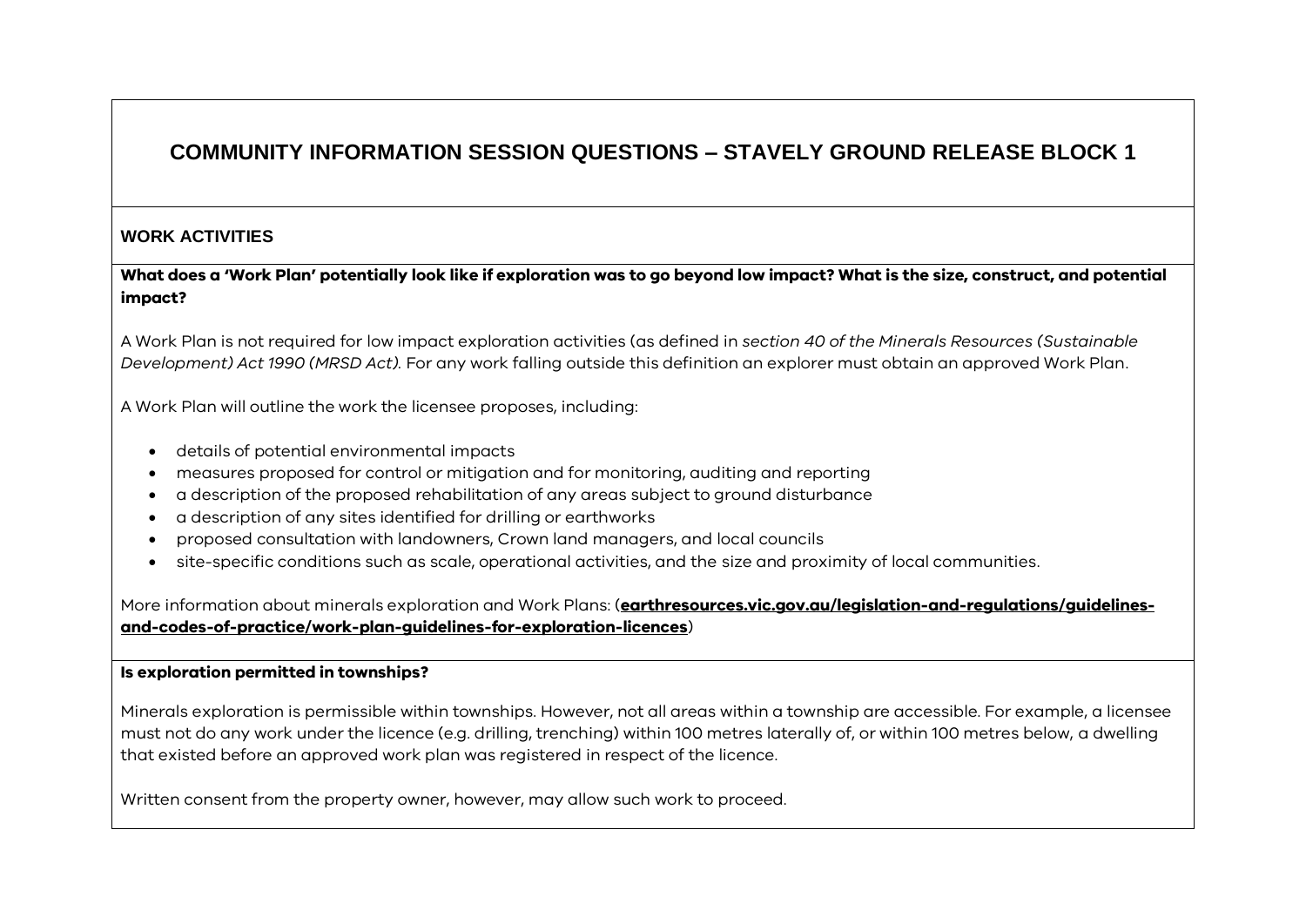# COMMUNITY INFORMATION SESSION QUESTIONS – STAVELY GROUND RELEASE BLOCK 1

## WORK ACTIVITIES

**What does a 'Work Plan' potentially look like if exploration was to go beyond low impact? What is the size, construct, and potential impact?**

A Work Plan is not required for low impact exploration activities (as defined in *section 40 of the Minerals Resources (Sustainable Development) Act 1990 (MRSD Act).* For any work falling outside this definition an explorer must obtain an approved Work Plan.

A Work Plan will outline the work the licensee proposes, including:

- details of potential environmental impacts
- measures proposed for control or mitigation and for monitoring, auditing and reporting
- a description of the proposed rehabilitation of any areas subject to ground disturbance
- a description of any sites identified for drilling or earthworks
- proposed consultation with landowners, Crown land managers, and local councils
- site-specific conditions such as scale, operational activities, and the size and proximity of local communities.

More information about minerals exploration and Work Plans: (**earthresources.vic.gov.au/legislation-and-regulations/guidelines-and-codes-of-practice/work-plan-guidelines-for-exploration-licences**)

**Is exploration permitted in townships?**

Minerals exploration is permissible within townships. However, not all areas within a township are accessible. For example, a licensee must not do any work under the licence (e.g. drilling, trenching) within 100 metres laterally of, or within 100 metres below, a dwelling that existed before an approved work plan was registered in respect of the licence.

Written consent from the property owner, however, may allow such work to proceed.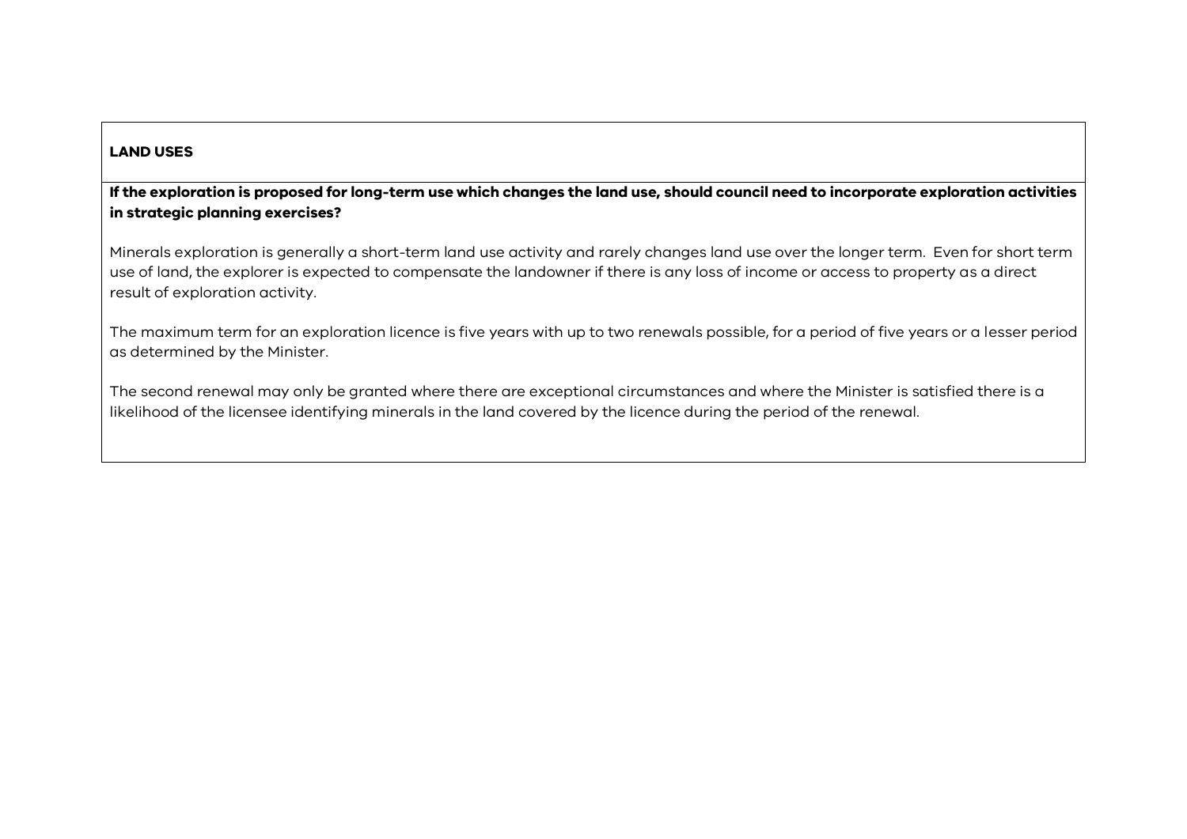**LAND USES**

**If the exploration is proposed for long-term use which changes the land use, should council need to incorporate exploration activities in strategic planning exercises?**

Minerals exploration is generally a short-term land use activity and rarely changes land use over the longer term. Even for short term use of land, the explorer is expected to compensate the landowner if there is any loss of income or access to property as a direct result of exploration activity.

The maximum term for an exploration licence is five years with up to two renewals possible, for a period of five years or a lesser period as determined by the Minister.

The second renewal may only be granted where there are exceptional circumstances and where the Minister is satisfied there is a likelihood of the licensee identifying minerals in the land covered by the licence during the period of the renewal.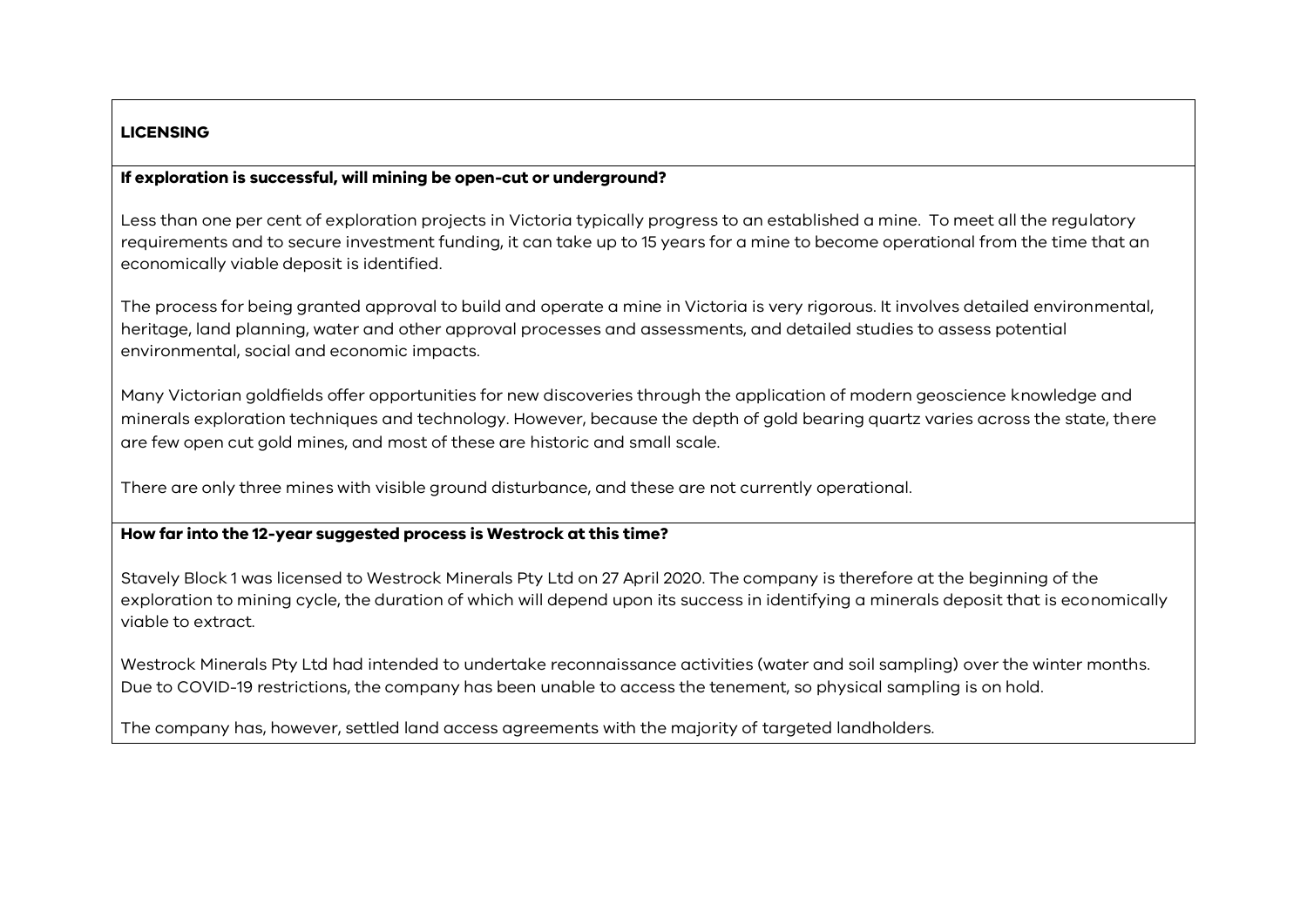## LICENSING

### If exploration is successful, will mining be open-cut or underground?

Less than one per cent of exploration projects in Victoria typically progress to an established a mine. To meet all the regulatory requirements and to secure investment funding, it can take up to 15 years for a mine to become operational from the time that an economically viable deposit is identified.

The process for being granted approval to build and operate a mine in Victoria is very rigorous. It involves detailed environmental, heritage, land planning, water and other approval processes and assessments, and detailed studies to assess potential environmental, social and economic impacts.

Many Victorian goldfields offer opportunities for new discoveries through the application of modern geoscience knowledge and minerals exploration techniques and technology. However, because the depth of gold bearing quartz varies across the state, there are few open cut gold mines, and most of these are historic and small scale.

There are only three mines with visible ground disturbance, and these are not currently operational.

### How far into the 12-year suggested process is Westrock at this time?

Stavely Block 1 was licensed to Westrock Minerals Pty Ltd on 27 April 2020. The company is therefore at the beginning of the exploration to mining cycle, the duration of which will depend upon its success in identifying a minerals deposit that is economically viable to extract.

Westrock Minerals Pty Ltd had intended to undertake reconnaissance activities (water and soil sampling) over the winter months. Due to COVID-19 restrictions, the company has been unable to access the tenement, so physical sampling is on hold.

The company has, however, settled land access agreements with the majority of targeted landholders.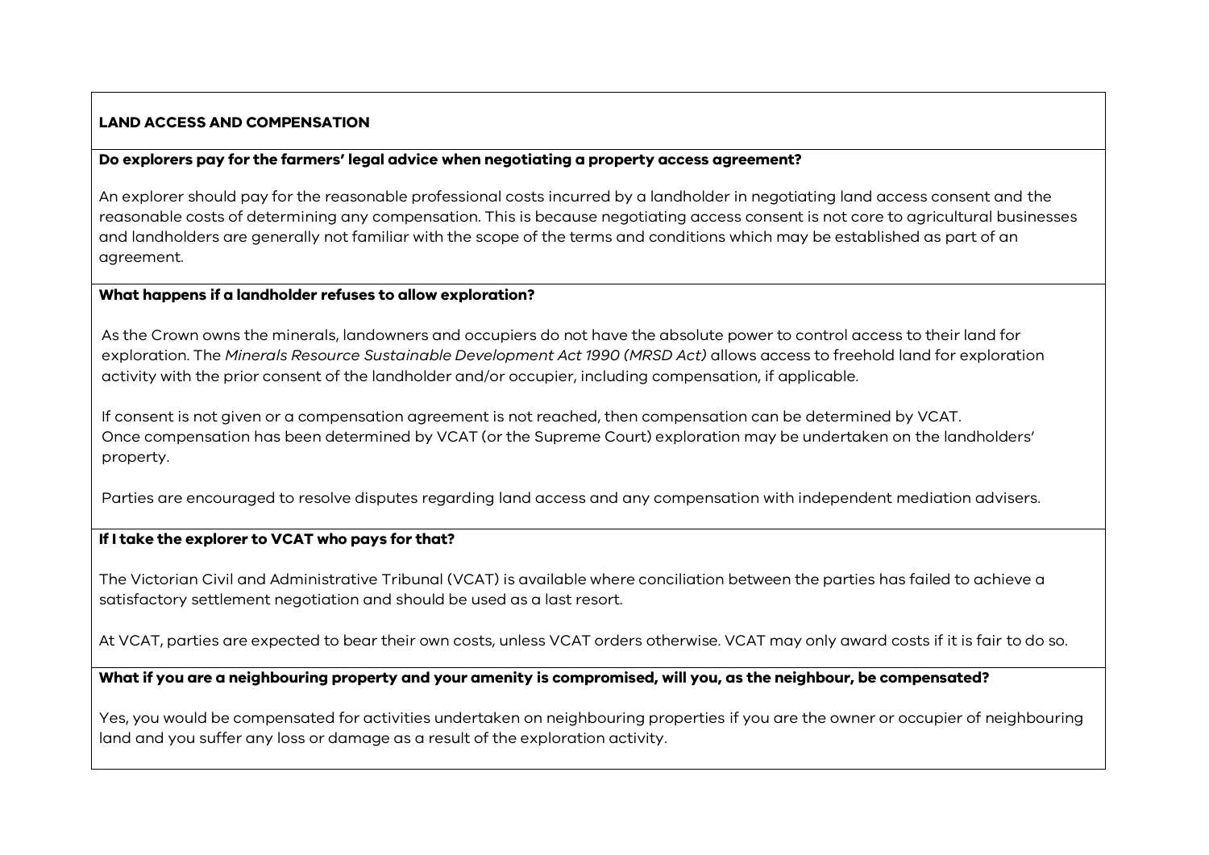## LAND ACCESS AND COMPENSATION

**Do explorers pay for the farmers' legal advice when negotiating a property access agreement?**

An explorer should pay for the reasonable professional costs incurred by a landholder in negotiating land access consent and the reasonable costs of determining any compensation. This is because negotiating access consent is not core to agricultural businesses and landholders are generally not familiar with the scope of the terms and conditions which may be established as part of an agreement.

**What happens if a landholder refuses to allow exploration?**

As the Crown owns the minerals, landowners and occupiers do not have the absolute power to control access to their land for exploration. The *Minerals Resource Sustainable Development Act 1990 (MRSD Act)* allows access to freehold land for exploration activity with the prior consent of the landholder and/or occupier, including compensation, if applicable.

If consent is not given or a compensation agreement is not reached, then compensation can be determined by VCAT. Once compensation has been determined by VCAT (or the Supreme Court) exploration may be undertaken on the landholders' property.

Parties are encouraged to resolve disputes regarding land access and any compensation with independent mediation advisers.

**If I take the explorer to VCAT who pays for that?**

The Victorian Civil and Administrative Tribunal (VCAT) is available where conciliation between the parties has failed to achieve a satisfactory settlement negotiation and should be used as a last resort.

At VCAT, parties are expected to bear their own costs, unless VCAT orders otherwise. VCAT may only award costs if it is fair to do so.

**What if you are a neighbouring property and your amenity is compromised, will you, as the neighbour, be compensated?**

Yes, you would be compensated for activities undertaken on neighbouring properties if you are the owner or occupier of neighbouring land and you suffer any loss or damage as a result of the exploration activity.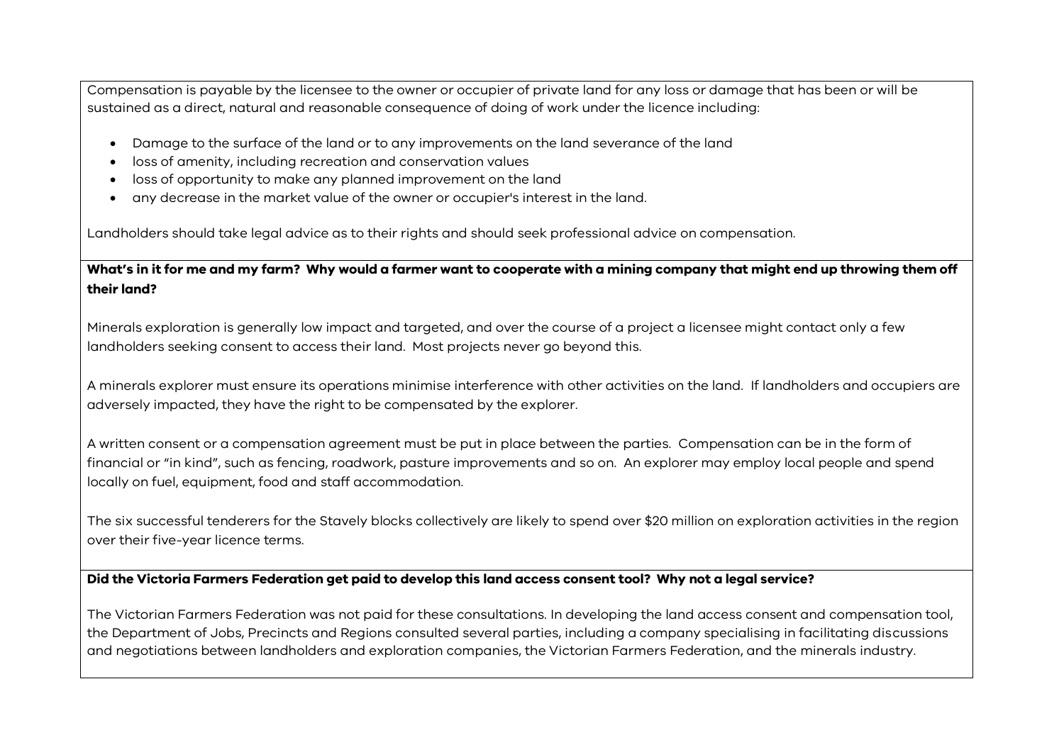Compensation is payable by the licensee to the owner or occupier of private land for any loss or damage that has been or will be sustained as a direct, natural and reasonable consequence of doing of work under the licence including:

- Damage to the surface of the land or to any improvements on the land severance of the land
- loss of amenity, including recreation and conservation values
- loss of opportunity to make any planned improvement on the land
- any decrease in the market value of the owner or occupier's interest in the land.

Landholders should take legal advice as to their rights and should seek professional advice on compensation.

**What's in it for me and my farm? Why would a farmer want to cooperate with a mining company that might end up throwing them off their land?**

Minerals exploration is generally low impact and targeted, and over the course of a project a licensee might contact only a few landholders seeking consent to access their land. Most projects never go beyond this.

A minerals explorer must ensure its operations minimise interference with other activities on the land. If landholders and occupiers are adversely impacted, they have the right to be compensated by the explorer.

A written consent or a compensation agreement must be put in place between the parties. Compensation can be in the form of financial or "in kind", such as fencing, roadwork, pasture improvements and so on. An explorer may employ local people and spend locally on fuel, equipment, food and staff accommodation.

The six successful tenderers for the Stavely blocks collectively are likely to spend over $20 million on exploration activities in the region over their five-year licence terms.

**Did the Victoria Farmers Federation get paid to develop this land access consent tool? Why not a legal service?**

The Victorian Farmers Federation was not paid for these consultations. In developing the land access consent and compensation tool, the Department of Jobs, Precincts and Regions consulted several parties, including a company specialising in facilitating discussions and negotiations between landholders and exploration companies, the Victorian Farmers Federation, and the minerals industry.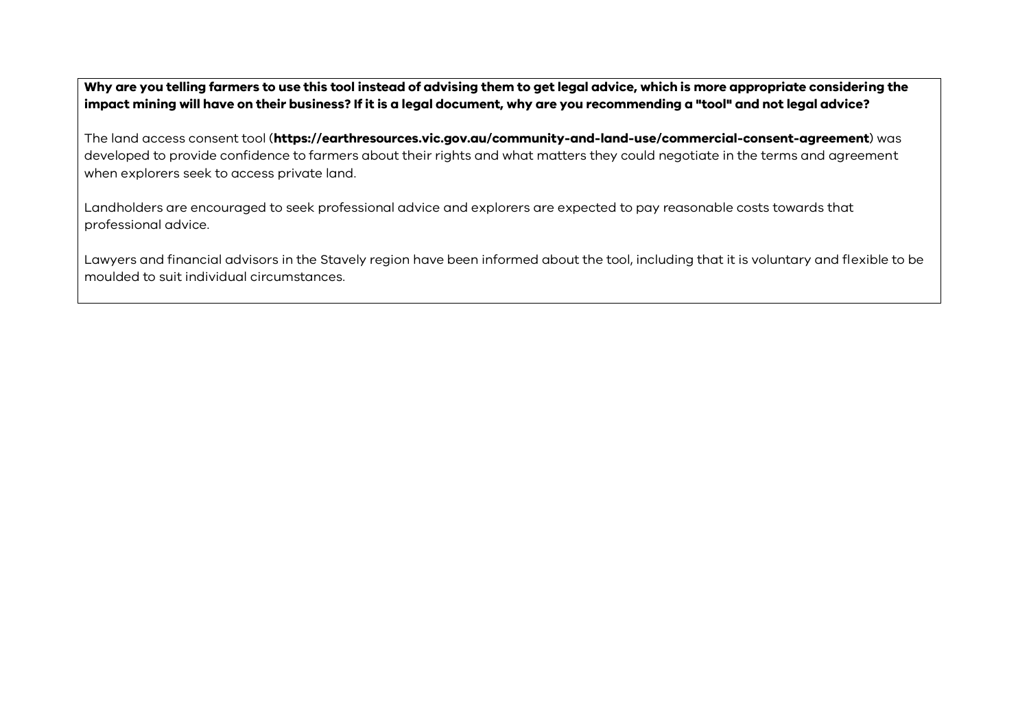**Why are you telling farmers to use this tool instead of advising them to get legal advice, which is more appropriate considering the impact mining will have on their business? If it is a legal document, why are you recommending a "tool" and not legal advice?**

The land access consent tool (**https://earthresources.vic.gov.au/community-and-land-use/commercial-consent-agreement**) was developed to provide confidence to farmers about their rights and what matters they could negotiate in the terms and agreement when explorers seek to access private land.

Landholders are encouraged to seek professional advice and explorers are expected to pay reasonable costs towards that professional advice.

Lawyers and financial advisors in the Stavely region have been informed about the tool, including that it is voluntary and flexible to be moulded to suit individual circumstances.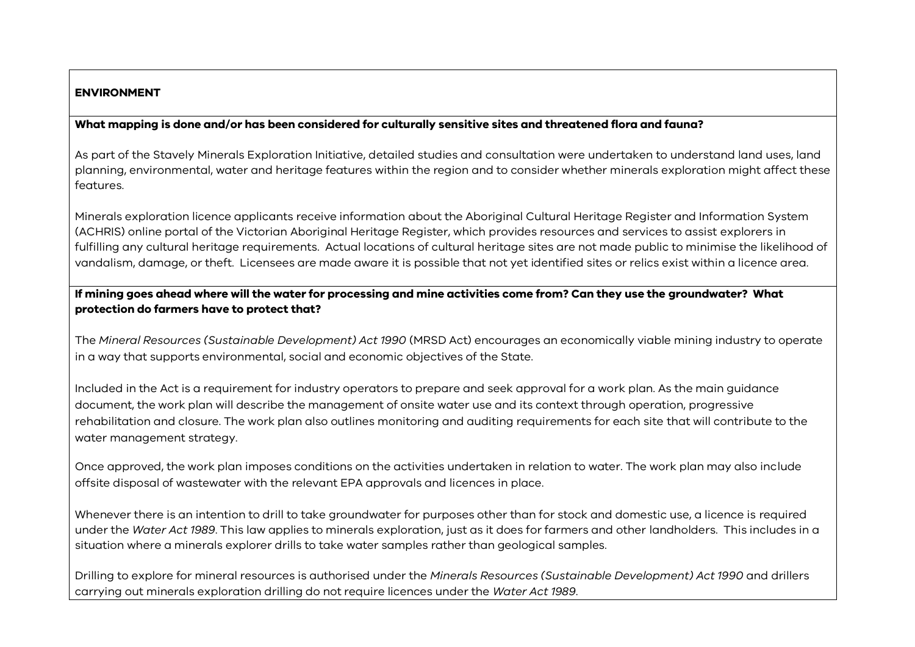**ENVIRONMENT**

**What mapping is done and/or has been considered for culturally sensitive sites and threatened flora and fauna?**

As part of the Stavely Minerals Exploration Initiative, detailed studies and consultation were undertaken to understand land uses, land planning, environmental, water and heritage features within the region and to consider whether minerals exploration might affect these features.

Minerals exploration licence applicants receive information about the Aboriginal Cultural Heritage Register and Information System (ACHRIS) online portal of the Victorian Aboriginal Heritage Register, which provides resources and services to assist explorers in fulfilling any cultural heritage requirements. Actual locations of cultural heritage sites are not made public to minimise the likelihood of vandalism, damage, or theft. Licensees are made aware it is possible that not yet identified sites or relics exist within a licence area.

**If mining goes ahead where will the water for processing and mine activities come from? Can they use the groundwater? What protection do farmers have to protect that?**

The *Mineral Resources (Sustainable Development) Act 1990* (MRSD Act) encourages an economically viable mining industry to operate in a way that supports environmental, social and economic objectives of the State.

Included in the Act is a requirement for industry operators to prepare and seek approval for a work plan. As the main guidance document, the work plan will describe the management of onsite water use and its context through operation, progressive rehabilitation and closure. The work plan also outlines monitoring and auditing requirements for each site that will contribute to the water management strategy.

Once approved, the work plan imposes conditions on the activities undertaken in relation to water. The work plan may also include offsite disposal of wastewater with the relevant EPA approvals and licences in place.

Whenever there is an intention to drill to take groundwater for purposes other than for stock and domestic use, a licence is required under the *Water Act 1989*. This law applies to minerals exploration, just as it does for farmers and other landholders. This includes in a situation where a minerals explorer drills to take water samples rather than geological samples.

Drilling to explore for mineral resources is authorised under the *Minerals Resources (Sustainable Development) Act 1990* and drillers carrying out minerals exploration drilling do not require licences under the *Water Act 1989*.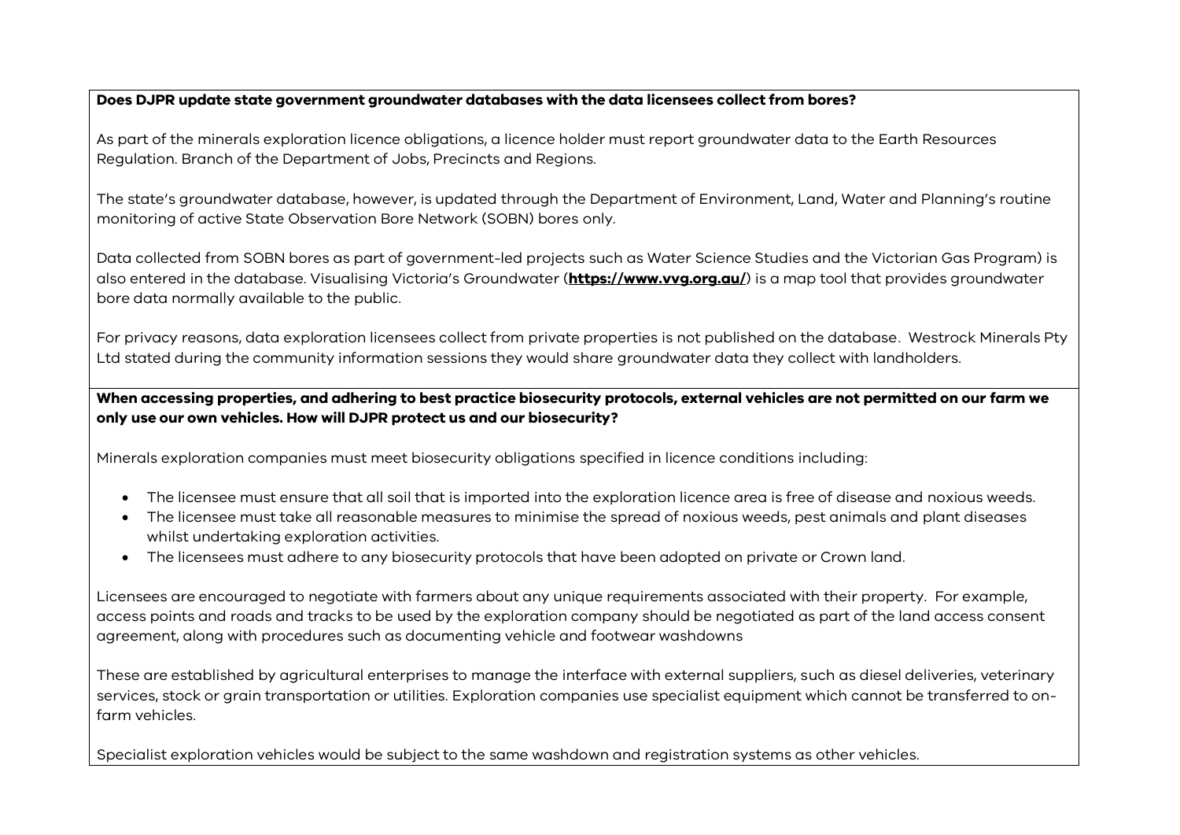**Does DJPR update state government groundwater databases with the data licensees collect from bores?**

As part of the minerals exploration licence obligations, a licence holder must report groundwater data to the Earth Resources Regulation. Branch of the Department of Jobs, Precincts and Regions.

The state's groundwater database, however, is updated through the Department of Environment, Land, Water and Planning's routine monitoring of active State Observation Bore Network (SOBN) bores only.

Data collected from SOBN bores as part of government-led projects such as Water Science Studies and the Victorian Gas Program) is also entered in the database. Visualising Victoria's Groundwater (**https://www.vvg.org.au/**) is a map tool that provides groundwater bore data normally available to the public.

For privacy reasons, data exploration licensees collect from private properties is not published on the database. Westrock Minerals Pty Ltd stated during the community information sessions they would share groundwater data they collect with landholders.

**When accessing properties, and adhering to best practice biosecurity protocols, external vehicles are not permitted on our farm we only use our own vehicles. How will DJPR protect us and our biosecurity?**

Minerals exploration companies must meet biosecurity obligations specified in licence conditions including:

- The licensee must ensure that all soil that is imported into the exploration licence area is free of disease and noxious weeds.
- The licensee must take all reasonable measures to minimise the spread of noxious weeds, pest animals and plant diseases whilst undertaking exploration activities.
- The licensees must adhere to any biosecurity protocols that have been adopted on private or Crown land.

Licensees are encouraged to negotiate with farmers about any unique requirements associated with their property. For example, access points and roads and tracks to be used by the exploration company should be negotiated as part of the land access consent agreement, along with procedures such as documenting vehicle and footwear washdowns

These are established by agricultural enterprises to manage the interface with external suppliers, such as diesel deliveries, veterinary services, stock or grain transportation or utilities. Exploration companies use specialist equipment which cannot be transferred to on-farm vehicles.

Specialist exploration vehicles would be subject to the same washdown and registration systems as other vehicles.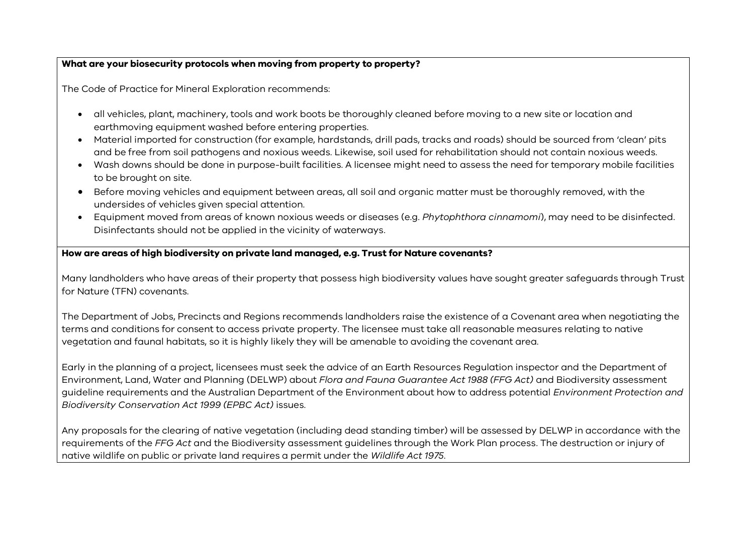**What are your biosecurity protocols when moving from property to property?**

The Code of Practice for Mineral Exploration recommends:

- all vehicles, plant, machinery, tools and work boots be thoroughly cleaned before moving to a new site or location and earthmoving equipment washed before entering properties.
- Material imported for construction (for example, hardstands, drill pads, tracks and roads) should be sourced from 'clean' pits and be free from soil pathogens and noxious weeds. Likewise, soil used for rehabilitation should not contain noxious weeds.
- Wash downs should be done in purpose-built facilities. A licensee might need to assess the need for temporary mobile facilities to be brought on site.
- Before moving vehicles and equipment between areas, all soil and organic matter must be thoroughly removed, with the undersides of vehicles given special attention.
- Equipment moved from areas of known noxious weeds or diseases (e.g. *Phytophthora cinnamomi*), may need to be disinfected. Disinfectants should not be applied in the vicinity of waterways.

**How are areas of high biodiversity on private land managed, e.g. Trust for Nature covenants?**

Many landholders who have areas of their property that possess high biodiversity values have sought greater safeguards through Trust for Nature (TFN) covenants.

The Department of Jobs, Precincts and Regions recommends landholders raise the existence of a Covenant area when negotiating the terms and conditions for consent to access private property. The licensee must take all reasonable measures relating to native vegetation and faunal habitats, so it is highly likely they will be amenable to avoiding the covenant area.

Early in the planning of a project, licensees must seek the advice of an Earth Resources Regulation inspector and the Department of Environment, Land, Water and Planning (DELWP) about *Flora and Fauna Guarantee Act 1988 (FFG Act)* and Biodiversity assessment guideline requirements and the Australian Department of the Environment about how to address potential *Environment Protection and Biodiversity Conservation Act 1999 (EPBC Act)* issues.

Any proposals for the clearing of native vegetation (including dead standing timber) will be assessed by DELWP in accordance with the requirements of the *FFG Act* and the Biodiversity assessment guidelines through the Work Plan process. The destruction or injury of native wildlife on public or private land requires a permit under the *Wildlife Act 1975*.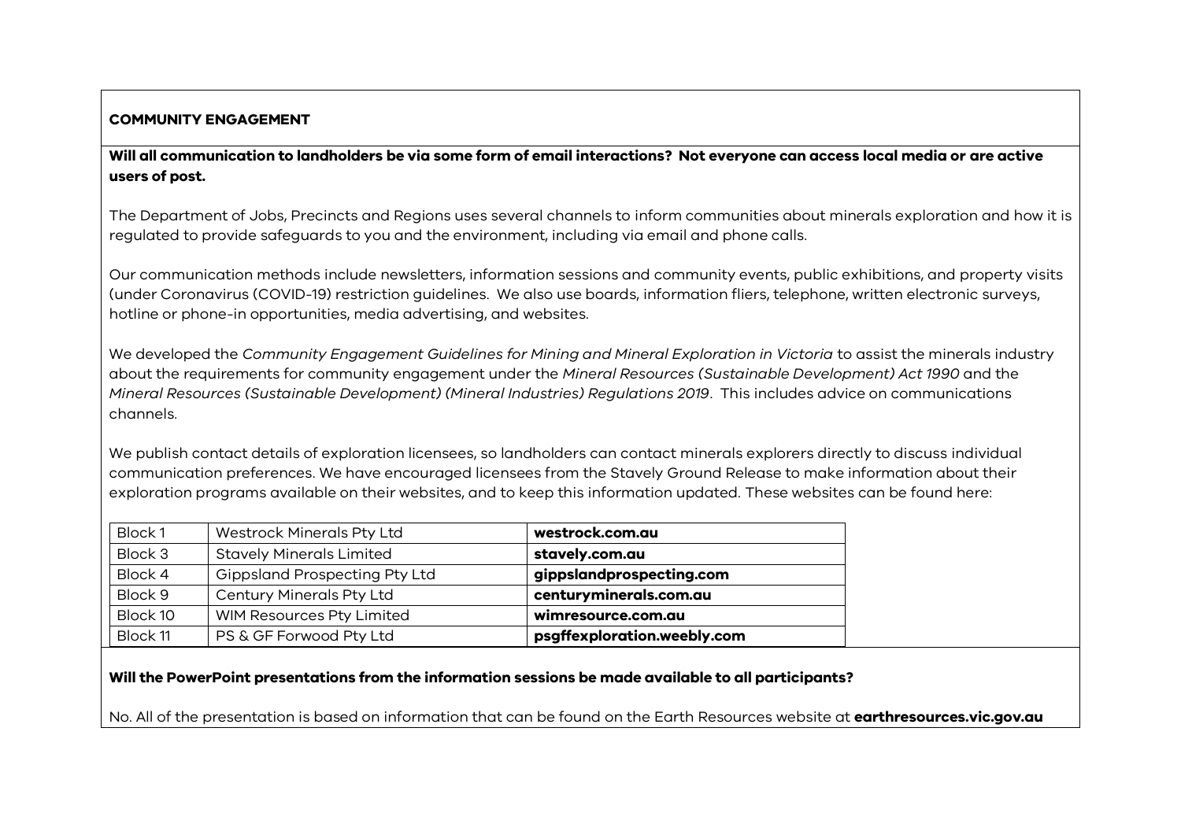**COMMUNITY ENGAGEMENT**

**Will all communication to landholders be via some form of email interactions? Not everyone can access local media or are active users of post.**

The Department of Jobs, Precincts and Regions uses several channels to inform communities about minerals exploration and how it is regulated to provide safeguards to you and the environment, including via email and phone calls.

Our communication methods include newsletters, information sessions and community events, public exhibitions, and property visits (under Coronavirus (COVID-19) restriction guidelines. We also use boards, information fliers, telephone, written electronic surveys, hotline or phone-in opportunities, media advertising, and websites.

We developed the *Community Engagement Guidelines for Mining and Mineral Exploration in Victoria* to assist the minerals industry about the requirements for community engagement under the *Mineral Resources (Sustainable Development) Act 1990* and the *Mineral Resources (Sustainable Development) (Mineral Industries) Regulations 2019*. This includes advice on communications channels.

We publish contact details of exploration licensees, so landholders can contact minerals explorers directly to discuss individual communication preferences. We have encouraged licensees from the Stavely Ground Release to make information about their exploration programs available on their websites, and to keep this information updated. These websites can be found here:

| | | |
|---|---|---|
| Block 1 | Westrock Minerals Pty Ltd | **westrock.com.au** |
| Block 3 | Stavely Minerals Limited | **stavely.com.au** |
| Block 4 | Gippsland Prospecting Pty Ltd | **gippslandprospecting.com** |
| Block 9 | Century Minerals Pty Ltd | **centuryminerals.com.au** |
| Block 10 | WIM Resources Pty Limited | **wimresource.com.au** |
| Block 11 | PS & GF Forwood Pty Ltd | **psgffexploration.weebly.com** |

**Will the PowerPoint presentations from the information sessions be made available to all participants?**

No. All of the presentation is based on information that can be found on the Earth Resources website at **earthresources.vic.gov.au**